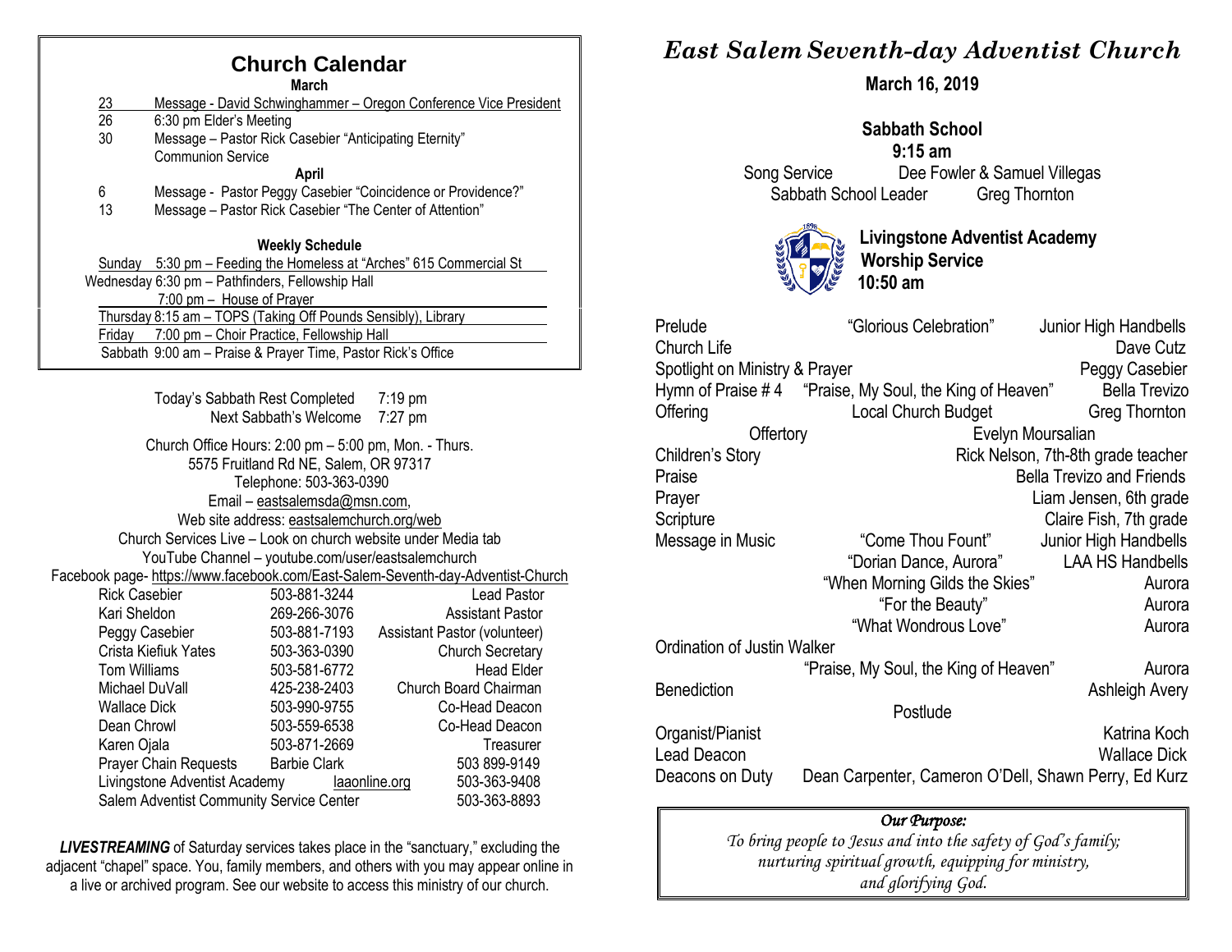# Church Calendar

**March**

| | |
|---|---|
| 23 | Message - David Schwinghammer – Oregon Conference Vice President |
| 26 | 6:30 pm Elder's Meeting |
| 30 | Message – Pastor Rick Casebier "Anticipating Eternity" Communion Service |

**April**

| | |
|---|---|
| 6 | Message - Pastor Peggy Casebier "Coincidence or Providence?" |
| 13 | Message – Pastor Rick Casebier "The Center of Attention" |

**Weekly Schedule**

- Sunday 5:30 pm – Feeding the Homeless at "Arches" 615 Commercial St
- Wednesday 6:30 pm – Pathfinders, Fellowship Hall
  - 7:00 pm – House of Prayer
- Thursday 8:15 am – TOPS (Taking Off Pounds Sensibly), Library
- Friday 7:00 pm – Choir Practice, Fellowship Hall
- Sabbath 9:00 am – Praise & Prayer Time, Pastor Rick's Office

Today's Sabbath Rest Completed 7:19 pm
Next Sabbath's Welcome 7:27 pm

Church Office Hours: 2:00 pm – 5:00 pm, Mon. - Thurs.
5575 Fruitland Rd NE, Salem, OR 97317
Telephone: 503-363-0390
Email – eastsalemsda@msn.com,
Web site address: eastsalemchurch.org/web
Church Services Live – Look on church website under Media tab
YouTube Channel – youtube.com/user/eastsalemchurch
Facebook page- https://www.facebook.com/East-Salem-Seventh-day-Adventist-Church

| | | |
|---|---|---|
| Rick Casebier | 503-881-3244 | Lead Pastor |
| Kari Sheldon | 269-266-3076 | Assistant Pastor |
| Peggy Casebier | 503-881-7193 | Assistant Pastor (volunteer) |
| Crista Kiefiuk Yates | 503-363-0390 | Church Secretary |
| Tom Williams | 503-581-6772 | Head Elder |
| Michael DuVall | 425-238-2403 | Church Board Chairman |
| Wallace Dick | 503-990-9755 | Co-Head Deacon |
| Dean Chrowl | 503-559-6538 | Co-Head Deacon |
| Karen Ojala | 503-871-2669 | Treasurer |
| Prayer Chain Requests | Barbie Clark | 503 899-9149 |
| Livingstone Adventist Academy | laaonline.org | 503-363-9408 |
| Salem Adventist Community Service Center | | 503-363-8893 |

***LIVESTREAMING*** of Saturday services takes place in the "sanctuary," excluding the adjacent "chapel" space. You, family members, and others with you may appear online in a live or archived program. See our website to access this ministry of our church.

# *East Salem Seventh-day Adventist Church*

**March 16, 2019**

**Sabbath School**
**9:15 am**

Song Service — Dee Fowler & Samuel Villegas
Sabbath School Leader — Greg Thornton

**Livingstone Adventist Academy**
**Worship Service**
**10:50 am**

| | | |
|---|---|---|
| Prelude | "Glorious Celebration" | Junior High Handbells |
| Church Life | | Dave Cutz |
| Spotlight on Ministry & Prayer | | Peggy Casebier |
| Hymn of Praise # 4 | "Praise, My Soul, the King of Heaven" | Bella Trevizo |
| Offering | Local Church Budget | Greg Thornton |
| Offertory | | Evelyn Moursalian |
| Children's Story | | Rick Nelson, 7th-8th grade teacher |
| Praise | | Bella Trevizo and Friends |
| Prayer | | Liam Jensen, 6th grade |
| Scripture | | Claire Fish, 7th grade |
| Message in Music | "Come Thou Fount" | Junior High Handbells |
| | "Dorian Dance, Aurora" | LAA HS Handbells |
| | "When Morning Gilds the Skies" | Aurora |
| | "For the Beauty" | Aurora |
| | "What Wondrous Love" | Aurora |
| Ordination of Justin Walker | | |
| | "Praise, My Soul, the King of Heaven" | Aurora |
| Benediction | | Ashleigh Avery |
| | Postlude | |
| Organist/Pianist | | Katrina Koch |
| Lead Deacon | | Wallace Dick |
| Deacons on Duty | | Dean Carpenter, Cameron O'Dell, Shawn Perry, Ed Kurz |

*Our Purpose:*
*To bring people to Jesus and into the safety of God's family; nurturing spiritual growth, equipping for ministry, and glorifying God.*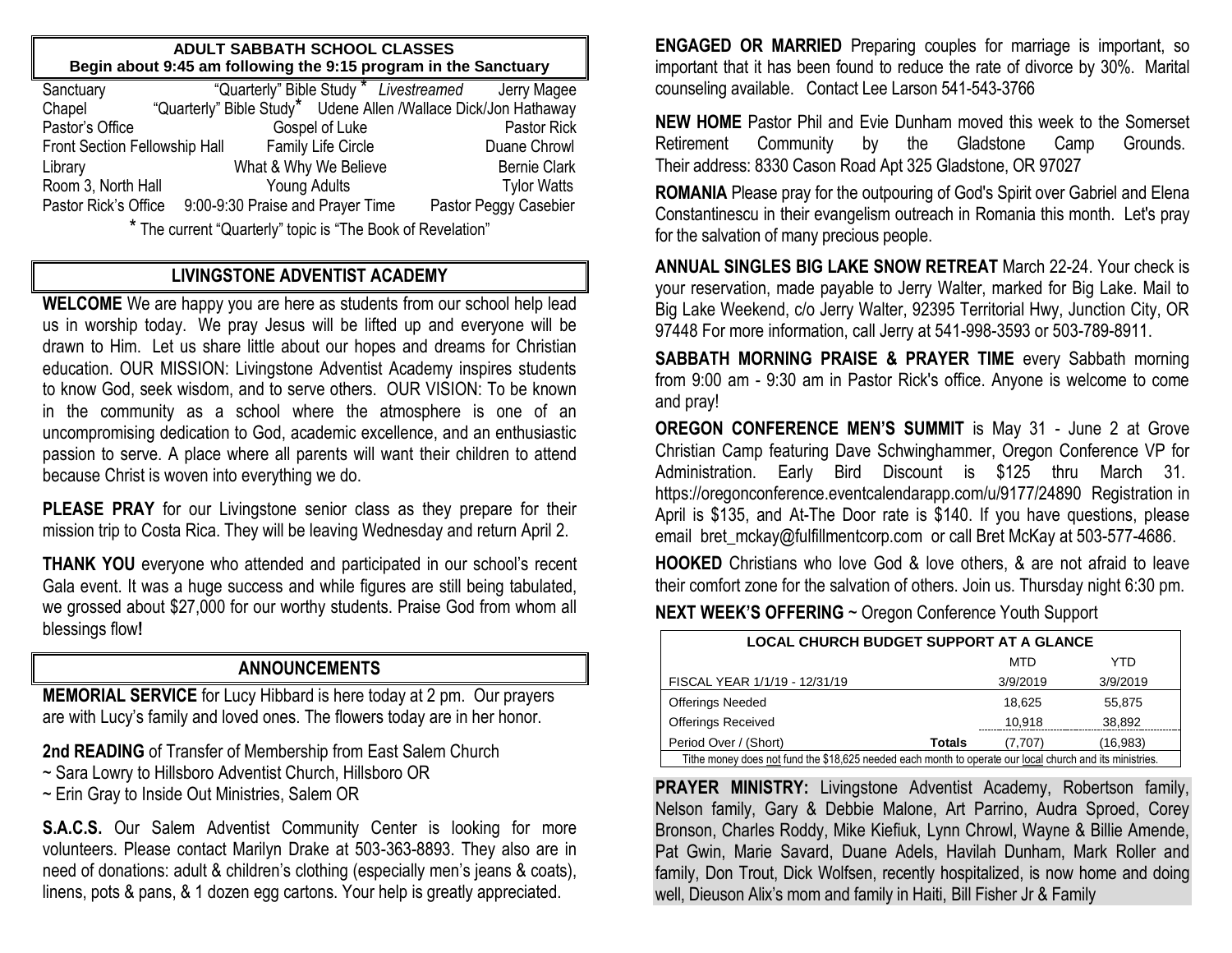## ADULT SABBATH SCHOOL CLASSES

**Begin about 9:45 am following the 9:15 program in the Sanctuary**

| | | |
|---|---|---|
| Sanctuary | "Quarterly" Bible Study * *Livestreamed* | Jerry Magee |
| Chapel | "Quarterly" Bible Study* | Udene Allen /Wallace Dick/Jon Hathaway |
| Pastor's Office | Gospel of Luke | Pastor Rick |
| Front Section Fellowship Hall | Family Life Circle | Duane Chrowl |
| Library | What & Why We Believe | Bernie Clark |
| Room 3, North Hall | Young Adults | Tylor Watts |
| Pastor Rick's Office | 9:00-9:30 Praise and Prayer Time | Pastor Peggy Casebier |

* The current "Quarterly" topic is "The Book of Revelation"

## LIVINGSTONE ADVENTIST ACADEMY

**WELCOME** We are happy you are here as students from our school help lead us in worship today. We pray Jesus will be lifted up and everyone will be drawn to Him. Let us share little about our hopes and dreams for Christian education. OUR MISSION: Livingstone Adventist Academy inspires students to know God, seek wisdom, and to serve others. OUR VISION: To be known in the community as a school where the atmosphere is one of an uncompromising dedication to God, academic excellence, and an enthusiastic passion to serve. A place where all parents will want their children to attend because Christ is woven into everything we do.

**PLEASE PRAY** for our Livingstone senior class as they prepare for their mission trip to Costa Rica. They will be leaving Wednesday and return April 2.

**THANK YOU** everyone who attended and participated in our school's recent Gala event. It was a huge success and while figures are still being tabulated, we grossed about $27,000 for our worthy students. Praise God from whom all blessings flow**!**

## ANNOUNCEMENTS

**MEMORIAL SERVICE** for Lucy Hibbard is here today at 2 pm. Our prayers are with Lucy's family and loved ones. The flowers today are in her honor.

**2nd READING** of Transfer of Membership from East Salem Church
~ Sara Lowry to Hillsboro Adventist Church, Hillsboro OR
~ Erin Gray to Inside Out Ministries, Salem OR

**S.A.C.S.** Our Salem Adventist Community Center is looking for more volunteers. Please contact Marilyn Drake at 503-363-8893. They also are in need of donations: adult & children's clothing (especially men's jeans & coats), linens, pots & pans, & 1 dozen egg cartons. Your help is greatly appreciated.

**ENGAGED OR MARRIED** Preparing couples for marriage is important, so important that it has been found to reduce the rate of divorce by 30%. Marital counseling available. Contact Lee Larson 541-543-3766

**NEW HOME** Pastor Phil and Evie Dunham moved this week to the Somerset Retirement Community by the Gladstone Camp Grounds. Their address: 8330 Cason Road Apt 325 Gladstone, OR 97027

**ROMANIA** Please pray for the outpouring of God's Spirit over Gabriel and Elena Constantinescu in their evangelism outreach in Romania this month. Let's pray for the salvation of many precious people.

**ANNUAL SINGLES BIG LAKE SNOW RETREAT** March 22-24. Your check is your reservation, made payable to Jerry Walter, marked for Big Lake. Mail to Big Lake Weekend, c/o Jerry Walter, 92395 Territorial Hwy, Junction City, OR 97448 For more information, call Jerry at 541-998-3593 or 503-789-8911.

**SABBATH MORNING PRAISE & PRAYER TIME** every Sabbath morning from 9:00 am - 9:30 am in Pastor Rick's office. Anyone is welcome to come and pray!

**OREGON CONFERENCE MEN'S SUMMIT** is May 31 - June 2 at Grove Christian Camp featuring Dave Schwinghammer, Oregon Conference VP for Administration. Early Bird Discount is $125 thru March 31. https://oregonconference.eventcalendarapp.com/u/9177/24890 Registration in April is $135, and At-The Door rate is $140. If you have questions, please email bret_mckay@fulfillmentcorp.com or call Bret McKay at 503-577-4686.

**HOOKED** Christians who love God & love others, & are not afraid to leave their comfort zone for the salvation of others. Join us. Thursday night 6:30 pm.

**NEXT WEEK'S OFFERING** ~ Oregon Conference Youth Support

| LOCAL CHURCH BUDGET SUPPORT AT A GLANCE | | | |
|---|---|---|---|
| | | MTD | YTD |
| FISCAL YEAR 1/1/19 - 12/31/19 | | 3/9/2019 | 3/9/2019 |
| Offerings Needed | | 18,625 | 55,875 |
| Offerings Received | | 10,918 | 38,892 |
| Period Over / (Short) | **Totals** | (7,707) | (16,983) |

Tithe money does not fund the $18,625 needed each month to operate our local church and its ministries.

**PRAYER MINISTRY:** Livingstone Adventist Academy, Robertson family, Nelson family, Gary & Debbie Malone, Art Parrino, Audra Sproed, Corey Bronson, Charles Roddy, Mike Kiefiuk, Lynn Chrowl, Wayne & Billie Amende, Pat Gwin, Marie Savard, Duane Adels, Havilah Dunham, Mark Roller and family, Don Trout, Dick Wolfsen, recently hospitalized, is now home and doing well, Dieuson Alix's mom and family in Haiti, Bill Fisher Jr & Family